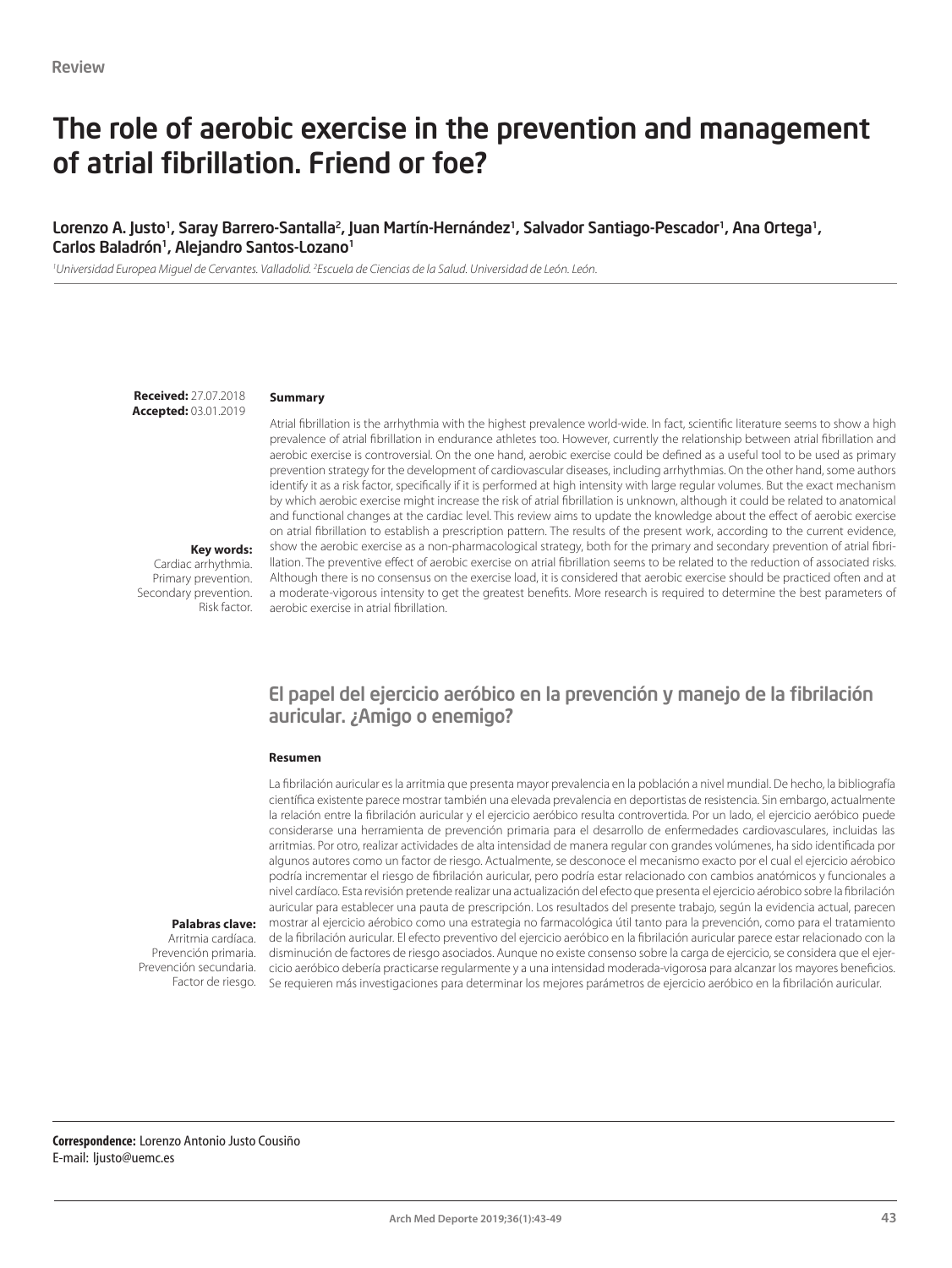Review

# The role of aerobic exercise in the prevention and management of atrial fibrillation. Friend or foe?

Lorenzo A. Justo[1], Saray Barrero-Santalla[2], Juan Martín-Hernández[1], Salvador Santiago-Pescador[1], Ana Ortega[1], Carlos Baladrón[1], Alejandro Santos-Lozano[1]

[1]*Universidad Europea Miguel de Cervantes. Valladolid.* [2]*Escuela de Ciencias de la Salud. Universidad de León. León.*

**Received:** 27.07.2018
**Accepted:** 03.01.2019

**Summary**

Atrial fibrillation is the arrhythmia with the highest prevalence world-wide. In fact, scientific literature seems to show a high prevalence of atrial fibrillation in endurance athletes too. However, currently the relationship between atrial fibrillation and aerobic exercise is controversial. On the one hand, aerobic exercise could be defined as a useful tool to be used as primary prevention strategy for the development of cardiovascular diseases, including arrhythmias. On the other hand, some authors identify it as a risk factor, specifically if it is performed at high intensity with large regular volumes. But the exact mechanism by which aerobic exercise might increase the risk of atrial fibrillation is unknown, although it could be related to anatomical and functional changes at the cardiac level. This review aims to update the knowledge about the effect of aerobic exercise on atrial fibrillation to establish a prescription pattern. The results of the present work, according to the current evidence, show the aerobic exercise as a non-pharmacological strategy, both for the primary and secondary prevention of atrial fibrillation. The preventive effect of aerobic exercise on atrial fibrillation seems to be related to the reduction of associated risks. Although there is no consensus on the exercise load, it is considered that aerobic exercise should be practiced often and at a moderate-vigorous intensity to get the greatest benefits. More research is required to determine the best parameters of aerobic exercise in atrial fibrillation.

**Key words:**
Cardiac arrhythmia. Primary prevention. Secondary prevention. Risk factor.

## El papel del ejercicio aeróbico en la prevención y manejo de la fibrilación auricular. ¿Amigo o enemigo?

**Resumen**

La fibrilación auricular es la arritmia que presenta mayor prevalencia en la población a nivel mundial. De hecho, la bibliografía científica existente parece mostrar también una elevada prevalencia en deportistas de resistencia. Sin embargo, actualmente la relación entre la fibrilación auricular y el ejercicio aeróbico resulta controvertida. Por un lado, el ejercicio aeróbico puede considerarse una herramienta de prevención primaria para el desarrollo de enfermedades cardiovasculares, incluidas las arritmias. Por otro, realizar actividades de alta intensidad de manera regular con grandes volúmenes, ha sido identificada por algunos autores como un factor de riesgo. Actualmente, se desconoce el mecanismo exacto por el cual el ejercicio aeróbico podría incrementar el riesgo de fibrilación auricular, pero podría estar relacionado con cambios anatómicos y funcionales a nivel cardíaco. Esta revisión pretende realizar una actualización del efecto que presenta el ejercicio aeróbico sobre la fibrilación auricular para establecer una pauta de prescripción. Los resultados del presente trabajo, según la evidencia actual, parecen mostrar al ejercicio aeróbico como una estrategia no farmacológica útil tanto para la prevención, como para el tratamiento de la fibrilación auricular. El efecto preventivo del ejercicio aeróbico en la fibrilación auricular parece estar relacionado con la disminución de factores de riesgo asociados. Aunque no existe consenso sobre la carga de ejercicio, se considera que el ejercicio aeróbico debería practicarse regularmente y a una intensidad moderada-vigorosa para alcanzar los mayores beneficios. Se requieren más investigaciones para determinar los mejores parámetros de ejercicio aeróbico en la fibrilación auricular.

**Palabras clave:**
Arritmia cardíaca. Prevención primaria. Prevención secundaria. Factor de riesgo.

**Correspondence:** Lorenzo Antonio Justo Cousiño
E-mail: ljusto@uemc.es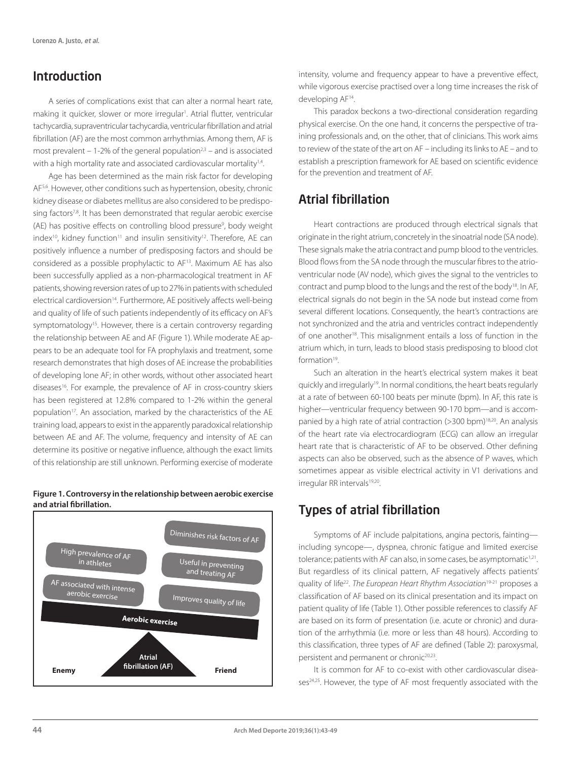## Introduction

A series of complications exist that can alter a normal heart rate, making it quicker, slower or more irregular[1]. Atrial flutter, ventricular tachycardia, supraventricular tachycardia, ventricular fibrillation and atrial fibrillation (AF) are the most common arrhythmias. Among them, AF is most prevalent – 1-2% of the general population[2,3] – and is associated with a high mortality rate and associated cardiovascular mortality[1,4].

Age has been determined as the main risk factor for developing AF[5,6]. However, other conditions such as hypertension, obesity, chronic kidney disease or diabetes mellitus are also considered to be predisposing factors[7,8]. It has been demonstrated that regular aerobic exercise (AE) has positive effects on controlling blood pressure[9], body weight index[10], kidney function[11] and insulin sensitivity[12]. Therefore, AE can positively influence a number of predisposing factors and should be considered as a possible prophylactic to AF[13]. Maximum AE has also been successfully applied as a non-pharmacological treatment in AF patients, showing reversion rates of up to 27% in patients with scheduled electrical cardioversion[14]. Furthermore, AE positively affects well-being and quality of life of such patients independently of its efficacy on AF's symptomatology[15]. However, there is a certain controversy regarding the relationship between AE and AF (Figure 1). While moderate AE appears to be an adequate tool for FA prophylaxis and treatment, some research demonstrates that high doses of AE increase the probabilities of developing lone AF; in other words, without other associated heart diseases[16]. For example, the prevalence of AF in cross-country skiers has been registered at 12.8% compared to 1-2% within the general population[17]. An association, marked by the characteristics of the AE training load, appears to exist in the apparently paradoxical relationship between AE and AF. The volume, frequency and intensity of AE can determine its positive or negative influence, although the exact limits of this relationship are still unknown. Performing exercise of moderate intensity, volume and frequency appear to have a preventive effect, while vigorous exercise practised over a long time increases the risk of developing AF[14].

**Figure 1. Controversy in the relationship between aerobic exercise and atrial fibrillation.**

Enemy: High prevalence of AF in athletes; AF associated with intense aerobic exercise. Friend: Diminishes risk factors of AF; Useful in preventing and treating AF; Improves quality of life. Aerobic exercise / Atrial fibrillation (AF)

This paradox beckons a two-directional consideration regarding physical exercise. On the one hand, it concerns the perspective of training professionals and, on the other, that of clinicians. This work aims to review of the state of the art on AF – including its links to AE – and to establish a prescription framework for AE based on scientific evidence for the prevention and treatment of AF.

## Atrial fibrillation

Heart contractions are produced through electrical signals that originate in the right atrium, concretely in the sinoatrial node (SA node). These signals make the atria contract and pump blood to the ventricles. Blood flows from the SA node through the muscular fibres to the atrioventricular node (AV node), which gives the signal to the ventricles to contract and pump blood to the lungs and the rest of the body[18]. In AF, electrical signals do not begin in the SA node but instead come from several different locations. Consequently, the heart's contractions are not synchronized and the atria and ventricles contract independently of one another[18]. This misalignment entails a loss of function in the atrium which, in turn, leads to blood stasis predisposing to blood clot formation[19].

Such an alteration in the heart's electrical system makes it beat quickly and irregularly[19]. In normal conditions, the heart beats regularly at a rate of between 60-100 beats per minute (bpm). In AF, this rate is higher—ventricular frequency between 90-170 bpm—and is accompanied by a high rate of atrial contraction (>300 bpm)[18,20]. An analysis of the heart rate via electrocardiogram (ECG) can allow an irregular heart rate that is characteristic of AF to be observed. Other defining aspects can also be observed, such as the absence of P waves, which sometimes appear as visible electrical activity in V1 derivations and irregular RR intervals[19,20].

## Types of atrial fibrillation

Symptoms of AF include palpitations, angina pectoris, fainting—including syncope—, dyspnea, chronic fatigue and limited exercise tolerance; patients with AF can also, in some cases, be asymptomatic[1,21]. But regardless of its clinical pattern, AF negatively affects patients' quality of life[22]. *The European Heart Rhythm Association*[19-21] proposes a classification of AF based on its clinical presentation and its impact on patient quality of life (Table 1). Other possible references to classify AF are based on its form of presentation (i.e. acute or chronic) and duration of the arrhythmia (i.e. more or less than 48 hours). According to this classification, three types of AF are defined (Table 2): paroxysmal, persistent and permanent or chronic[20,23].

It is common for AF to co-exist with other cardiovascular diseases[24,25]. However, the type of AF most frequently associated with the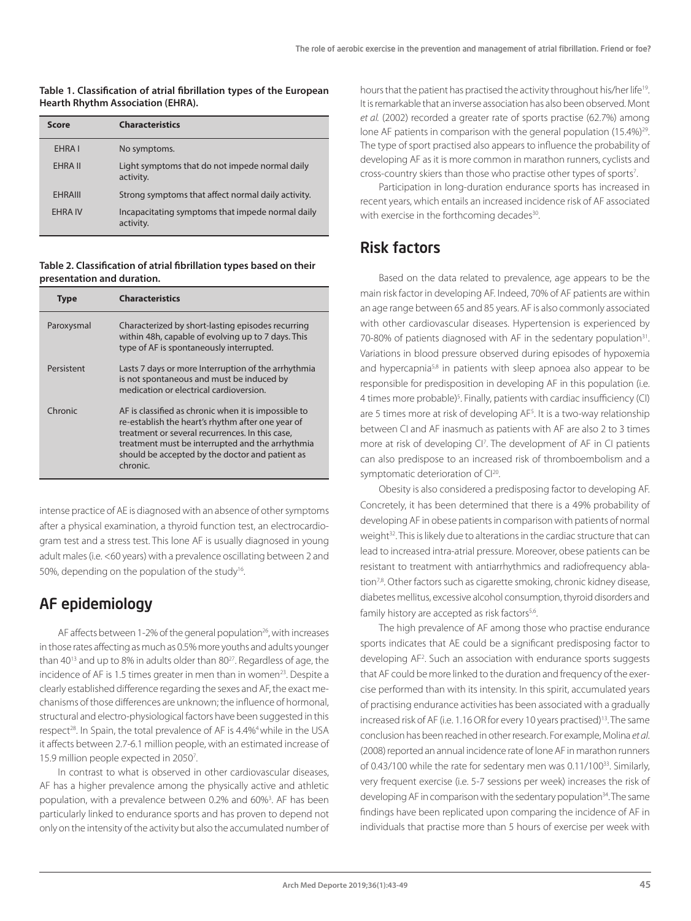**Table 1. Classification of atrial fibrillation types of the European Hearth Rhythm Association (EHRA).**

| Score | Characteristics |
|---|---|
| EHRA I | No symptoms. |
| EHRA II | Light symptoms that do not impede normal daily activity. |
| EHRAIII | Strong symptoms that affect normal daily activity. |
| EHRA IV | Incapacitating symptoms that impede normal daily activity. |

**Table 2. Classification of atrial fibrillation types based on their presentation and duration.**

| Type | Characteristics |
|---|---|
| Paroxysmal | Characterized by short-lasting episodes recurring within 48h, capable of evolving up to 7 days. This type of AF is spontaneously interrupted. |
| Persistent | Lasts 7 days or more Interruption of the arrhythmia is not spontaneous and must be induced by medication or electrical cardioversion. |
| Chronic | AF is classified as chronic when it is impossible to re-establish the heart's rhythm after one year of treatment or several recurrences. In this case, treatment must be interrupted and the arrhythmia should be accepted by the doctor and patient as chronic. |

intense practice of AE is diagnosed with an absence of other symptoms after a physical examination, a thyroid function test, an electrocardiogram test and a stress test. This lone AF is usually diagnosed in young adult males (i.e. <60 years) with a prevalence oscillating between 2 and 50%, depending on the population of the study[16].

## AF epidemiology

AF affects between 1-2% of the general population[26], with increases in those rates affecting as much as 0.5% more youths and adults younger than 40[13] and up to 8% in adults older than 80[27]. Regardless of age, the incidence of AF is 1.5 times greater in men than in women[23]. Despite a clearly established difference regarding the sexes and AF, the exact mechanisms of those differences are unknown; the influence of hormonal, structural and electro-physiological factors have been suggested in this respect[28]. In Spain, the total prevalence of AF is 4.4%[4] while in the USA it affects between 2.7-6.1 million people, with an estimated increase of 15.9 million people expected in 2050[7].

In contrast to what is observed in other cardiovascular diseases, AF has a higher prevalence among the physically active and athletic population, with a prevalence between 0.2% and 60%[3]. AF has been particularly linked to endurance sports and has proven to depend not only on the intensity of the activity but also the accumulated number of hours that the patient has practised the activity throughout his/her life[19]. It is remarkable that an inverse association has also been observed. Mont *et al.* (2002) recorded a greater rate of sports practise (62.7%) among lone AF patients in comparison with the general population (15.4%)[29]. The type of sport practised also appears to influence the probability of developing AF as it is more common in marathon runners, cyclists and cross-country skiers than those who practise other types of sports[7].

Participation in long-duration endurance sports has increased in recent years, which entails an increased incidence risk of AF associated with exercise in the forthcoming decades[30].

## Risk factors

Based on the data related to prevalence, age appears to be the main risk factor in developing AF. Indeed, 70% of AF patients are within an age range between 65 and 85 years. AF is also commonly associated with other cardiovascular diseases. Hypertension is experienced by 70-80% of patients diagnosed with AF in the sedentary population[31]. Variations in blood pressure observed during episodes of hypoxemia and hypercapnia[5,8] in patients with sleep apnoea also appear to be responsible for predisposition in developing AF in this population (i.e. 4 times more probable)[5]. Finally, patients with cardiac insufficiency (CI) are 5 times more at risk of developing AF[5]. It is a two-way relationship between CI and AF inasmuch as patients with AF are also 2 to 3 times more at risk of developing CI[7]. The development of AF in CI patients can also predispose to an increased risk of thromboembolism and a symptomatic deterioration of CI[20].

Obesity is also considered a predisposing factor to developing AF. Concretely, it has been determined that there is a 49% probability of developing AF in obese patients in comparison with patients of normal weight[32]. This is likely due to alterations in the cardiac structure that can lead to increased intra-atrial pressure. Moreover, obese patients can be resistant to treatment with antiarrhythmics and radiofrequency ablation[7,8]. Other factors such as cigarette smoking, chronic kidney disease, diabetes mellitus, excessive alcohol consumption, thyroid disorders and family history are accepted as risk factors[5,6].

The high prevalence of AF among those who practise endurance sports indicates that AE could be a significant predisposing factor to developing AF[2]. Such an association with endurance sports suggests that AF could be more linked to the duration and frequency of the exercise performed than with its intensity. In this spirit, accumulated years of practising endurance activities has been associated with a gradually increased risk of AF (i.e. 1.16 OR for every 10 years practised)[13]. The same conclusion has been reached in other research. For example, Molina *et al.* (2008) reported an annual incidence rate of lone AF in marathon runners of 0.43/100 while the rate for sedentary men was 0.11/100[33]. Similarly, very frequent exercise (i.e. 5-7 sessions per week) increases the risk of developing AF in comparison with the sedentary population[34]. The same findings have been replicated upon comparing the incidence of AF in individuals that practise more than 5 hours of exercise per week with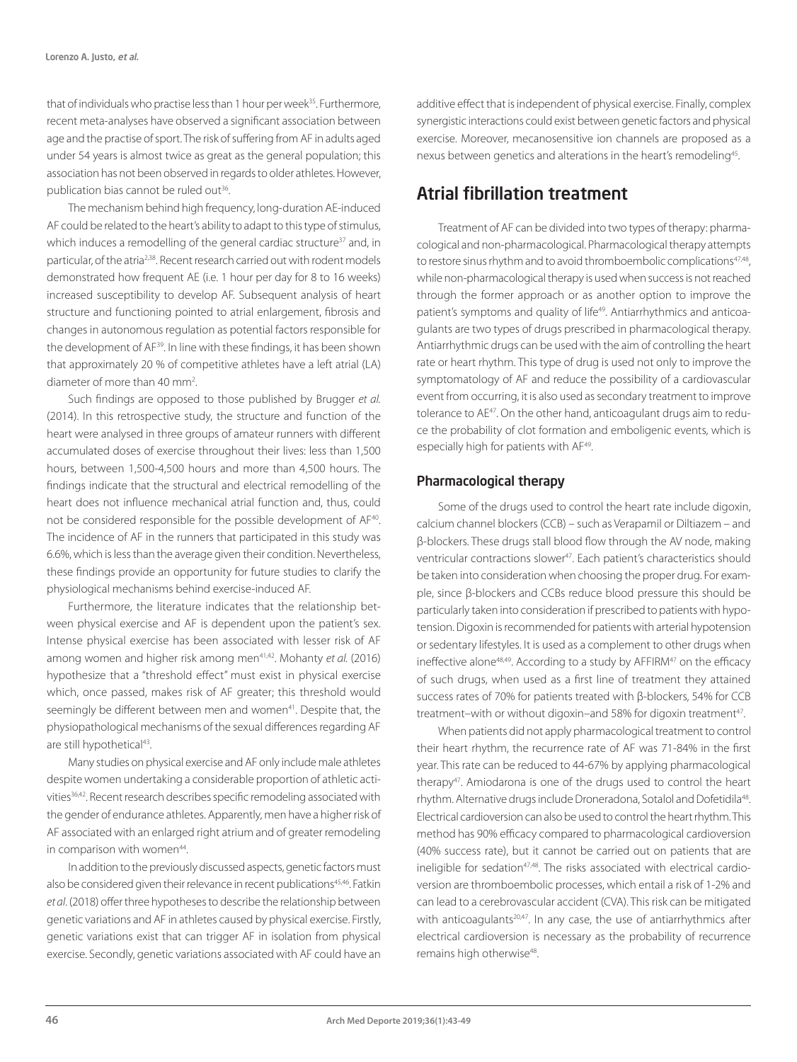that of individuals who practise less than 1 hour per week[35]. Furthermore, recent meta-analyses have observed a significant association between age and the practise of sport. The risk of suffering from AF in adults aged under 54 years is almost twice as great as the general population; this association has not been observed in regards to older athletes. However, publication bias cannot be ruled out[36].

The mechanism behind high frequency, long-duration AE-induced AF could be related to the heart's ability to adapt to this type of stimulus, which induces a remodelling of the general cardiac structure[37] and, in particular, of the atria[2,38]. Recent research carried out with rodent models demonstrated how frequent AE (i.e. 1 hour per day for 8 to 16 weeks) increased susceptibility to develop AF. Subsequent analysis of heart structure and functioning pointed to atrial enlargement, fibrosis and changes in autonomous regulation as potential factors responsible for the development of AF[39]. In line with these findings, it has been shown that approximately 20 % of competitive athletes have a left atrial (LA) diameter of more than 40 mm[2].

Such findings are opposed to those published by Brugger *et al.* (2014). In this retrospective study, the structure and function of the heart were analysed in three groups of amateur runners with different accumulated doses of exercise throughout their lives: less than 1,500 hours, between 1,500-4,500 hours and more than 4,500 hours. The findings indicate that the structural and electrical remodelling of the heart does not influence mechanical atrial function and, thus, could not be considered responsible for the possible development of AF[40]. The incidence of AF in the runners that participated in this study was 6.6%, which is less than the average given their condition. Nevertheless, these findings provide an opportunity for future studies to clarify the physiological mechanisms behind exercise-induced AF.

Furthermore, the literature indicates that the relationship between physical exercise and AF is dependent upon the patient's sex. Intense physical exercise has been associated with lesser risk of AF among women and higher risk among men[41,42]. Mohanty *et al.* (2016) hypothesize that a "threshold effect" must exist in physical exercise which, once passed, makes risk of AF greater; this threshold would seemingly be different between men and women[41]. Despite that, the physiopathological mechanisms of the sexual differences regarding AF are still hypothetical[43].

Many studies on physical exercise and AF only include male athletes despite women undertaking a considerable proportion of athletic activities[36,42]. Recent research describes specific remodeling associated with the gender of endurance athletes. Apparently, men have a higher risk of AF associated with an enlarged right atrium and of greater remodeling in comparison with women[44].

In addition to the previously discussed aspects, genetic factors must also be considered given their relevance in recent publications[45,46]. Fatkin *et al*. (2018) offer three hypotheses to describe the relationship between genetic variations and AF in athletes caused by physical exercise. Firstly, genetic variations exist that can trigger AF in isolation from physical exercise. Secondly, genetic variations associated with AF could have an additive effect that is independent of physical exercise. Finally, complex synergistic interactions could exist between genetic factors and physical exercise. Moreover, mecanosensitive ion channels are proposed as a nexus between genetics and alterations in the heart's remodeling[45].

## Atrial fibrillation treatment

Treatment of AF can be divided into two types of therapy: pharmacological and non-pharmacological. Pharmacological therapy attempts to restore sinus rhythm and to avoid thromboembolic complications[47,48], while non-pharmacological therapy is used when success is not reached through the former approach or as another option to improve the patient's symptoms and quality of life[49]. Antiarrhythmics and anticoagulants are two types of drugs prescribed in pharmacological therapy. Antiarrhythmic drugs can be used with the aim of controlling the heart rate or heart rhythm. This type of drug is used not only to improve the symptomatology of AF and reduce the possibility of a cardiovascular event from occurring, it is also used as secondary treatment to improve tolerance to AE[47]. On the other hand, anticoagulant drugs aim to reduce the probability of clot formation and emboligenic events, which is especially high for patients with AF[49].

### Pharmacological therapy

Some of the drugs used to control the heart rate include digoxin, calcium channel blockers (CCB) – such as Verapamil or Diltiazem – and β-blockers. These drugs stall blood flow through the AV node, making ventricular contractions slower[47]. Each patient's characteristics should be taken into consideration when choosing the proper drug. For example, since β-blockers and CCBs reduce blood pressure this should be particularly taken into consideration if prescribed to patients with hypotension. Digoxin is recommended for patients with arterial hypotension or sedentary lifestyles. It is used as a complement to other drugs when ineffective alone[48,49]. According to a study by AFFIRM[47] on the efficacy of such drugs, when used as a first line of treatment they attained success rates of 70% for patients treated with β-blockers, 54% for CCB treatment–with or without digoxin–and 58% for digoxin treatment[47].

When patients did not apply pharmacological treatment to control their heart rhythm, the recurrence rate of AF was 71-84% in the first year. This rate can be reduced to 44-67% by applying pharmacological therapy[47]. Amiodarona is one of the drugs used to control the heart rhythm. Alternative drugs include Droneradona, Sotalol and Dofetidila[48]. Electrical cardioversion can also be used to control the heart rhythm. This method has 90% efficacy compared to pharmacological cardioversion (40% success rate), but it cannot be carried out on patients that are ineligible for sedation[47,48]. The risks associated with electrical cardioversion are thromboembolic processes, which entail a risk of 1-2% and can lead to a cerebrovascular accident (CVA). This risk can be mitigated with anticoagulants[20,47]. In any case, the use of antiarrhythmics after electrical cardioversion is necessary as the probability of recurrence remains high otherwise[48].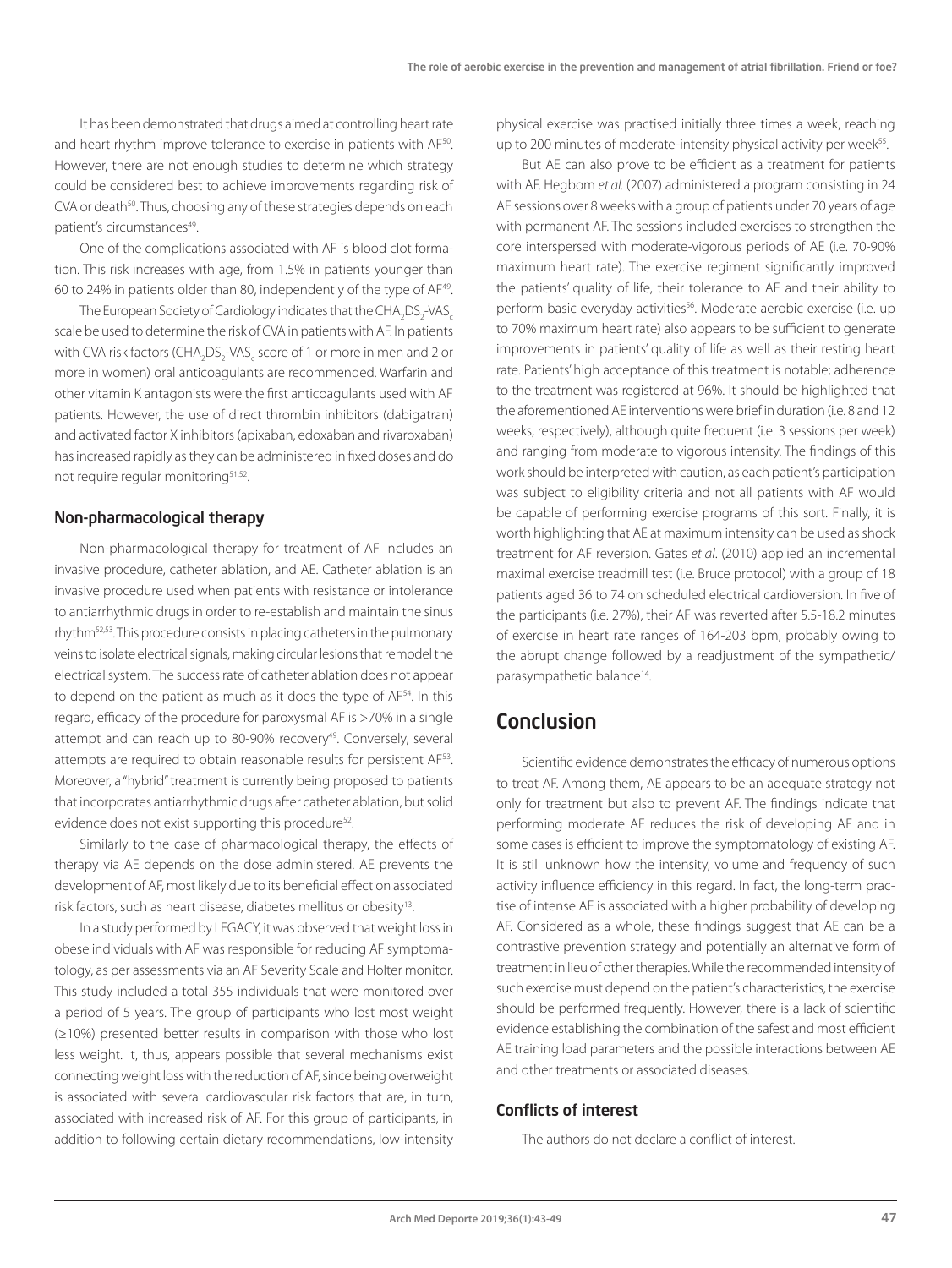It has been demonstrated that drugs aimed at controlling heart rate and heart rhythm improve tolerance to exercise in patients with AF[50]. However, there are not enough studies to determine which strategy could be considered best to achieve improvements regarding risk of CVA or death[50]. Thus, choosing any of these strategies depends on each patient's circumstances[49].

One of the complications associated with AF is blood clot formation. This risk increases with age, from 1.5% in patients younger than 60 to 24% in patients older than 80, independently of the type of AF[49].

The European Society of Cardiology indicates that the $CHA_2DS_2$-$VAS_c$ scale be used to determine the risk of CVA in patients with AF. In patients with CVA risk factors ($CHA_2DS_2$-$VAS_c$ score of 1 or more in men and 2 or more in women) oral anticoagulants are recommended. Warfarin and other vitamin K antagonists were the first anticoagulants used with AF patients. However, the use of direct thrombin inhibitors (dabigatran) and activated factor X inhibitors (apixaban, edoxaban and rivaroxaban) has increased rapidly as they can be administered in fixed doses and do not require regular monitoring[51,52].

### Non-pharmacological therapy

Non-pharmacological therapy for treatment of AF includes an invasive procedure, catheter ablation, and AE. Catheter ablation is an invasive procedure used when patients with resistance or intolerance to antiarrhythmic drugs in order to re-establish and maintain the sinus rhythm[52,53]. This procedure consists in placing catheters in the pulmonary veins to isolate electrical signals, making circular lesions that remodel the electrical system. The success rate of catheter ablation does not appear to depend on the patient as much as it does the type of AF[54]. In this regard, efficacy of the procedure for paroxysmal AF is >70% in a single attempt and can reach up to 80-90% recovery[49]. Conversely, several attempts are required to obtain reasonable results for persistent AF[53]. Moreover, a "hybrid" treatment is currently being proposed to patients that incorporates antiarrhythmic drugs after catheter ablation, but solid evidence does not exist supporting this procedure[52].

Similarly to the case of pharmacological therapy, the effects of therapy via AE depends on the dose administered. AE prevents the development of AF, most likely due to its beneficial effect on associated risk factors, such as heart disease, diabetes mellitus or obesity[13].

In a study performed by LEGACY, it was observed that weight loss in obese individuals with AF was responsible for reducing AF symptomatology, as per assessments via an AF Severity Scale and Holter monitor. This study included a total 355 individuals that were monitored over a period of 5 years. The group of participants who lost most weight (≥10%) presented better results in comparison with those who lost less weight. It, thus, appears possible that several mechanisms exist connecting weight loss with the reduction of AF, since being overweight is associated with several cardiovascular risk factors that are, in turn, associated with increased risk of AF. For this group of participants, in addition to following certain dietary recommendations, low-intensity physical exercise was practised initially three times a week, reaching up to 200 minutes of moderate-intensity physical activity per week[55].

But AE can also prove to be efficient as a treatment for patients with AF. Hegbom *et al.* (2007) administered a program consisting in 24 AE sessions over 8 weeks with a group of patients under 70 years of age with permanent AF. The sessions included exercises to strengthen the core interspersed with moderate-vigorous periods of AE (i.e. 70-90% maximum heart rate). The exercise regiment significantly improved the patients' quality of life, their tolerance to AE and their ability to perform basic everyday activities[56]. Moderate aerobic exercise (i.e. up to 70% maximum heart rate) also appears to be sufficient to generate improvements in patients' quality of life as well as their resting heart rate. Patients' high acceptance of this treatment is notable; adherence to the treatment was registered at 96%. It should be highlighted that the aforementioned AE interventions were brief in duration (i.e. 8 and 12 weeks, respectively), although quite frequent (i.e. 3 sessions per week) and ranging from moderate to vigorous intensity. The findings of this work should be interpreted with caution, as each patient's participation was subject to eligibility criteria and not all patients with AF would be capable of performing exercise programs of this sort. Finally, it is worth highlighting that AE at maximum intensity can be used as shock treatment for AF reversion. Gates *et al*. (2010) applied an incremental maximal exercise treadmill test (i.e. Bruce protocol) with a group of 18 patients aged 36 to 74 on scheduled electrical cardioversion. In five of the participants (i.e. 27%), their AF was reverted after 5.5-18.2 minutes of exercise in heart rate ranges of 164-203 bpm, probably owing to the abrupt change followed by a readjustment of the sympathetic/parasympathetic balance[14].

## Conclusion

Scientific evidence demonstrates the efficacy of numerous options to treat AF. Among them, AE appears to be an adequate strategy not only for treatment but also to prevent AF. The findings indicate that performing moderate AE reduces the risk of developing AF and in some cases is efficient to improve the symptomatology of existing AF. It is still unknown how the intensity, volume and frequency of such activity influence efficiency in this regard. In fact, the long-term practise of intense AE is associated with a higher probability of developing AF. Considered as a whole, these findings suggest that AE can be a contrastive prevention strategy and potentially an alternative form of treatment in lieu of other therapies. While the recommended intensity of such exercise must depend on the patient's characteristics, the exercise should be performed frequently. However, there is a lack of scientific evidence establishing the combination of the safest and most efficient AE training load parameters and the possible interactions between AE and other treatments or associated diseases.

### Conflicts of interest

The authors do not declare a conflict of interest.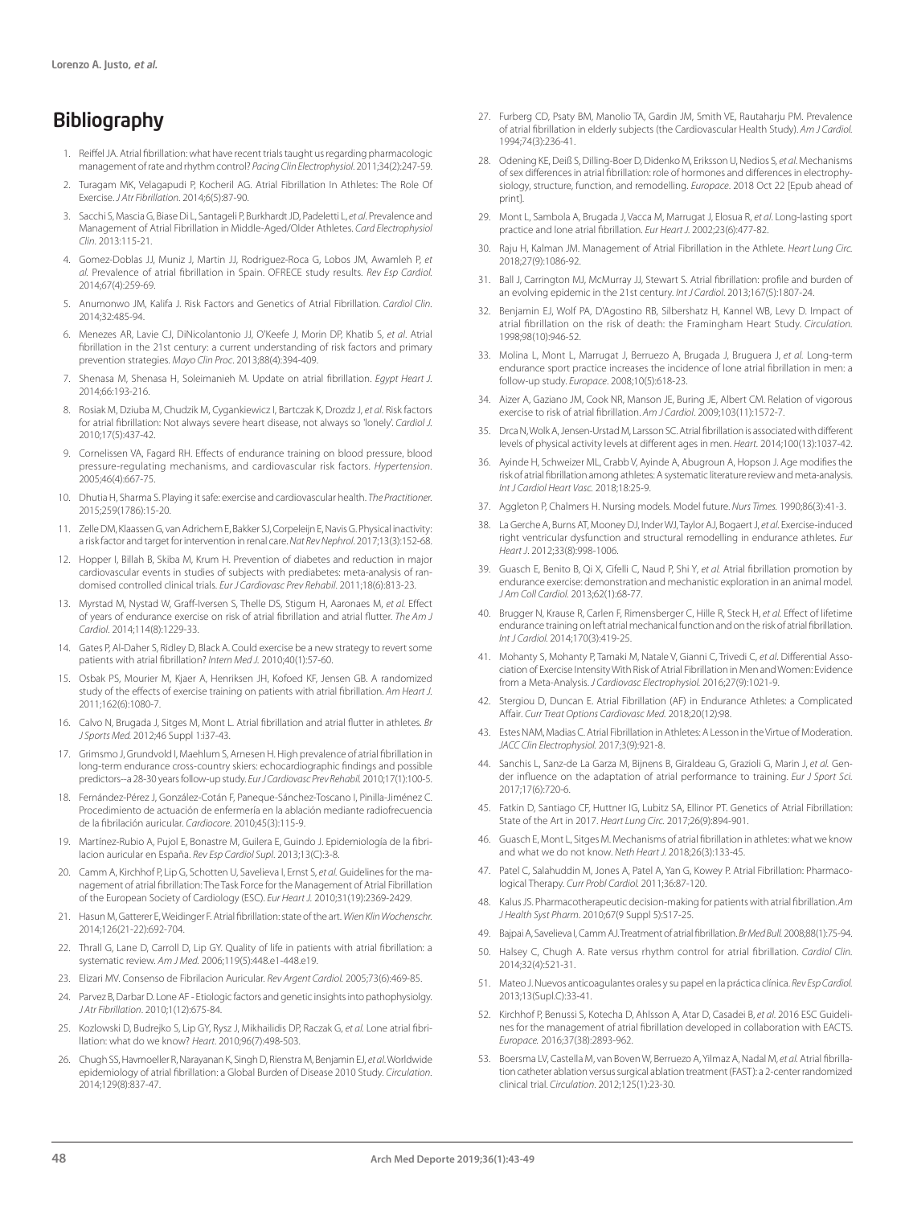## Bibliography

1. Reiffel JA. Atrial fibrillation: what have recent trials taught us regarding pharmacologic management of rate and rhythm control? *Pacing Clin Electrophysiol*. 2011;34(2):247-59.
2. Turagam MK, Velagapudi P, Kocheril AG. Atrial Fibrillation In Athletes: The Role Of Exercise. *J Atr Fibrillation*. 2014;6(5):87-90.
3. Sacchi S, Mascia G, Biase Di L, Santageli P, Burkhardt JD, Padeletti L, *et al*. Prevalence and Management of Atrial Fibrillation in Middle-Aged/Older Athletes. *Card Electrophysiol Clin*. 2013:115-21.
4. Gomez-Doblas JJ, Muniz J, Martin JJ, Rodriguez-Roca G, Lobos JM, Awamleh P, *et al.* Prevalence of atrial fibrillation in Spain. OFRECE study results. *Rev Esp Cardiol.* 2014;67(4):259-69.
5. Anumonwo JM, Kalifa J. Risk Factors and Genetics of Atrial Fibrillation. *Cardiol Clin*. 2014;32:485-94.
6. Menezes AR, Lavie CJ, DiNicolantonio JJ, O'Keefe J, Morin DP, Khatib S, *et al*. Atrial fibrillation in the 21st century: a current understanding of risk factors and primary prevention strategies. *Mayo Clin Proc*. 2013;88(4):394-409.
7. Shenasa M, Shenasa H, Soleimanieh M. Update on atrial fibrillation. *Egypt Heart J*. 2014;66:193-216.
8. Rosiak M, Dziuba M, Chudzik M, Cygankiewicz I, Bartczak K, Drozdz J, *et al*. Risk factors for atrial fibrillation: Not always severe heart disease, not always so 'lonely'. *Cardiol J*. 2010;17(5):437-42.
9. Cornelissen VA, Fagard RH. Effects of endurance training on blood pressure, blood pressure-regulating mechanisms, and cardiovascular risk factors. *Hypertension*. 2005;46(4):667-75.
10. Dhutia H, Sharma S. Playing it safe: exercise and cardiovascular health. *The Practitioner*. 2015;259(1786):15-20.
11. Zelle DM, Klaassen G, van Adrichem E, Bakker SJ, Corpeleijn E, Navis G. Physical inactivity: a risk factor and target for intervention in renal care. *Nat Rev Nephrol*. 2017;13(3):152-68.
12. Hopper I, Billah B, Skiba M, Krum H. Prevention of diabetes and reduction in major cardiovascular events in studies of subjects with prediabetes: meta-analysis of randomised controlled clinical trials. *Eur J Cardiovasc Prev Rehabil*. 2011;18(6):813-23.
13. Myrstad M, Nystad W, Graff-Iversen S, Thelle DS, Stigum H, Aaronaes M, *et al*. Effect of years of endurance exercise on risk of atrial fibrillation and atrial flutter. *The Am J Cardiol*. 2014;114(8):1229-33.
14. Gates P, Al-Daher S, Ridley D, Black A. Could exercise be a new strategy to revert some patients with atrial fibrillation? *Intern Med J.* 2010;40(1):57-60.
15. Osbak PS, Mourier M, Kjaer A, Henriksen JH, Kofoed KF, Jensen GB. A randomized study of the effects of exercise training on patients with atrial fibrillation. *Am Heart J.* 2011;162(6):1080-7.
16. Calvo N, Brugada J, Sitges M, Mont L. Atrial fibrillation and atrial flutter in athletes. *Br J Sports Med.* 2012;46 Suppl 1:i37-43.
17. Grimsmo J, Grundvold I, Maehlum S, Arnesen H. High prevalence of atrial fibrillation in long-term endurance cross-country skiers: echocardiographic findings and possible predictors--a 28-30 years follow-up study. *Eur J Cardiovasc Prev Rehabil.* 2010;17(1):100-5.
18. Fernández-Pérez J, González-Cotán F, Paneque-Sánchez-Toscano I, Pinilla-Jiménez C. Procedimiento de actuación de enfermería en la ablación mediante radiofrecuencia de la fibrilación auricular. *Cardiocore*. 2010;45(3):115-9.
19. Martínez-Rubio A, Pujol E, Bonastre M, Guilera E, Guindo J. Epidemiología de la fibrilacion auricular en España. *Rev Esp Cardiol Supl*. 2013;13(C):3-8.
20. Camm A, Kirchhof P, Lip G, Schotten U, Savelieva I, Ernst S, *et al.* Guidelines for the management of atrial fibrillation: The Task Force for the Management of Atrial Fibrillation of the European Society of Cardiology (ESC). *Eur Heart J.* 2010;31(19):2369-2429.
21. Hasun M, Gatterer E, Weidinger F. Atrial fibrillation: state of the art. *Wien Klin Wochenschr.* 2014;126(21-22):692-704.
22. Thrall G, Lane D, Carroll D, Lip GY. Quality of life in patients with atrial fibrillation: a systematic review. *Am J Med.* 2006;119(5):448.e1-448.e19.
23. Elizari MV. Consenso de Fibrilacion Auricular. *Rev Argent Cardiol.* 2005;73(6):469-85.
24. Parvez B, Darbar D. Lone AF - Etiologic factors and genetic insights into pathophysiolgy. *J Atr Fibrillation*. 2010;1(12):675-84.
25. Kozlowski D, Budrejko S, Lip GY, Rysz J, Mikhailidis DP, Raczak G, *et al.* Lone atrial fibrillation: what do we know? *Heart*. 2010;96(7):498-503.
26. Chugh SS, Havmoeller R, Narayanan K, Singh D, Rienstra M, Benjamin EJ, *et al.* Worldwide epidemiology of atrial fibrillation: a Global Burden of Disease 2010 Study. *Circulation*. 2014;129(8):837-47.
27. Furberg CD, Psaty BM, Manolio TA, Gardin JM, Smith VE, Rautaharju PM. Prevalence of atrial fibrillation in elderly subjects (the Cardiovascular Health Study). *Am J Cardiol.* 1994;74(3):236-41.
28. Odening KE, Deiß S, Dilling-Boer D, Didenko M, Eriksson U, Nedios S, *et al.* Mechanisms of sex differences in atrial fibrillation: role of hormones and differences in electrophysiology, structure, function, and remodelling. *Europace*. 2018 Oct 22 [Epub ahead of print].
29. Mont L, Sambola A, Brugada J, Vacca M, Marrugat J, Elosua R, *et al*. Long-lasting sport practice and lone atrial fibrillation. *Eur Heart J.* 2002;23(6):477-82.
30. Raju H, Kalman JM. Management of Atrial Fibrillation in the Athlete. *Heart Lung Circ.* 2018;27(9):1086-92.
31. Ball J, Carrington MJ, McMurray JJ, Stewart S. Atrial fibrillation: profile and burden of an evolving epidemic in the 21st century. *Int J Cardiol*. 2013;167(5):1807-24.
32. Benjamin EJ, Wolf PA, D'Agostino RB, Silbershatz H, Kannel WB, Levy D. Impact of atrial fibrillation on the risk of death: the Framingham Heart Study. *Circulation.* 1998;98(10):946-52.
33. Molina L, Mont L, Marrugat J, Berruezo A, Brugada J, Bruguera J, *et al.* Long-term endurance sport practice increases the incidence of lone atrial fibrillation in men: a follow-up study. *Europace*. 2008;10(5):618-23.
34. Aizer A, Gaziano JM, Cook NR, Manson JE, Buring JE, Albert CM. Relation of vigorous exercise to risk of atrial fibrillation. *Am J Cardiol*. 2009;103(11):1572-7.
35. Drca N, Wolk A, Jensen-Urstad M, Larsson SC. Atrial fibrillation is associated with different levels of physical activity levels at different ages in men. *Heart*. 2014;100(13):1037-42.
36. Ayinde H, Schweizer ML, Crabb V, Ayinde A, Abugroun A, Hopson J. Age modifies the risk of atrial fibrillation among athletes: A systematic literature review and meta-analysis. *Int J Cardiol Heart Vasc.* 2018;18:25-9.
37. Aggleton P, Chalmers H. Nursing models. Model future. *Nurs Times.* 1990;86(3):41-3.
38. La Gerche A, Burns AT, Mooney DJ, Inder WJ, Taylor AJ, Bogaert J, *et al*. Exercise-induced right ventricular dysfunction and structural remodelling in endurance athletes. *Eur Heart J*. 2012;33(8):998-1006.
39. Guasch E, Benito B, Qi X, Cifelli C, Naud P, Shi Y, *et al.* Atrial fibrillation promotion by endurance exercise: demonstration and mechanistic exploration in an animal model. *J Am Coll Cardiol.* 2013;62(1):68-77.
40. Brugger N, Krause R, Carlen F, Rimensberger C, Hille R, Steck H, *et al.* Effect of lifetime endurance training on left atrial mechanical function and on the risk of atrial fibrillation. *Int J Cardiol.* 2014;170(3):419-25.
41. Mohanty S, Mohanty P, Tamaki M, Natale V, Gianni C, Trivedi C, *et al*. Differential Association of Exercise Intensity With Risk of Atrial Fibrillation in Men and Women: Evidence from a Meta-Analysis. *J Cardiovasc Electrophysiol.* 2016;27(9):1021-9.
42. Stergiou D, Duncan E. Atrial Fibrillation (AF) in Endurance Athletes: a Complicated Affair. *Curr Treat Options Cardiovasc Med.* 2018;20(12):98.
43. Estes NAM, Madias C. Atrial Fibrillation in Athletes: A Lesson in the Virtue of Moderation. *JACC Clin Electrophysiol.* 2017;3(9):921-8.
44. Sanchis L, Sanz-de La Garza M, Bijnens B, Giraldeau G, Grazioli G, Marin J, *et al.* Gender influence on the adaptation of atrial performance to training. *Eur J Sport Sci.* 2017;17(6):720-6.
45. Fatkin D, Santiago CF, Huttner IG, Lubitz SA, Ellinor PT. Genetics of Atrial Fibrillation: State of the Art in 2017. *Heart Lung Circ.* 2017;26(9):894-901.
46. Guasch E, Mont L, Sitges M. Mechanisms of atrial fibrillation in athletes: what we know and what we do not know. *Neth Heart J.* 2018;26(3):133-45.
47. Patel C, Salahuddin M, Jones A, Patel A, Yan G, Kowey P. Atrial Fibrillation: Pharmacological Therapy. *Curr Probl Cardiol.* 2011;36:87-120.
48. Kalus JS. Pharmacotherapeutic decision-making for patients with atrial fibrillation. *Am J Health Syst Pharm*. 2010;67(9 Suppl 5):S17-25.
49. Bajpai A, Savelieva I, Camm AJ. Treatment of atrial fibrillation. *Br Med Bull.* 2008;88(1):75-94.
50. Halsey C, Chugh A. Rate versus rhythm control for atrial fibrillation. *Cardiol Clin.* 2014;32(4):521-31.
51. Mateo J. Nuevos anticoagulantes orales y su papel en la práctica clínica. *Rev Esp Cardiol.* 2013;13(Supl.C):33-41.
52. Kirchhof P, Benussi S, Kotecha D, Ahlsson A, Atar D, Casadei B, *et al*. 2016 ESC Guidelines for the management of atrial fibrillation developed in collaboration with EACTS. *Europace.* 2016;37(38):2893-962.
53. Boersma LV, Castella M, van Boven W, Berruezo A, Yilmaz A, Nadal M, *et al.* Atrial fibrillation catheter ablation versus surgical ablation treatment (FAST): a 2-center randomized clinical trial. *Circulation*. 2012;125(1):23-30.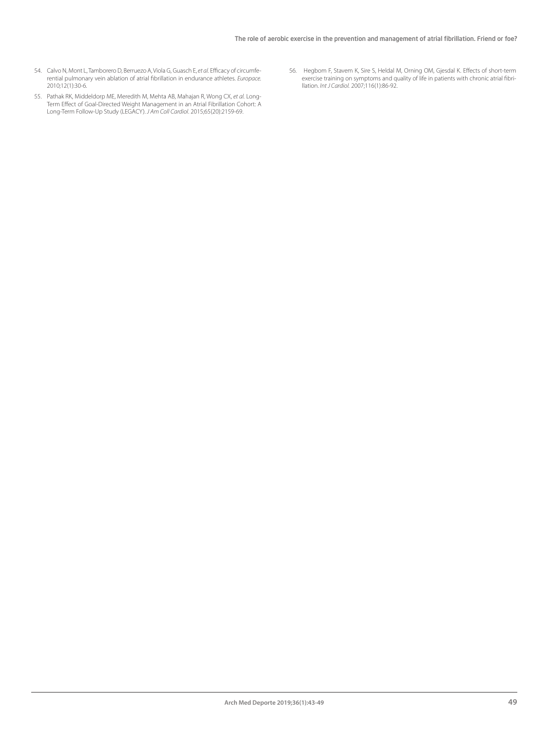54. Calvo N, Mont L, Tamborero D, Berruezo A, Viola G, Guasch E, *et al.* Efficacy of circumferential pulmonary vein ablation of atrial fibrillation in endurance athletes. *Europace.* 2010;12(1):30-6.

55. Pathak RK, Middeldorp ME, Meredith M, Mehta AB, Mahajan R, Wong CX, *et al.* Long-Term Effect of Goal-Directed Weight Management in an Atrial Fibrillation Cohort: A Long-Term Follow-Up Study (LEGACY). *J Am Coll Cardiol.* 2015;65(20):2159-69.

56. Hegbom F, Stavem K, Sire S, Heldal M, Orning OM, Gjesdal K. Effects of short-term exercise training on symptoms and quality of life in patients with chronic atrial fibrillation. *Int J Cardiol.* 2007;116(1):86-92.